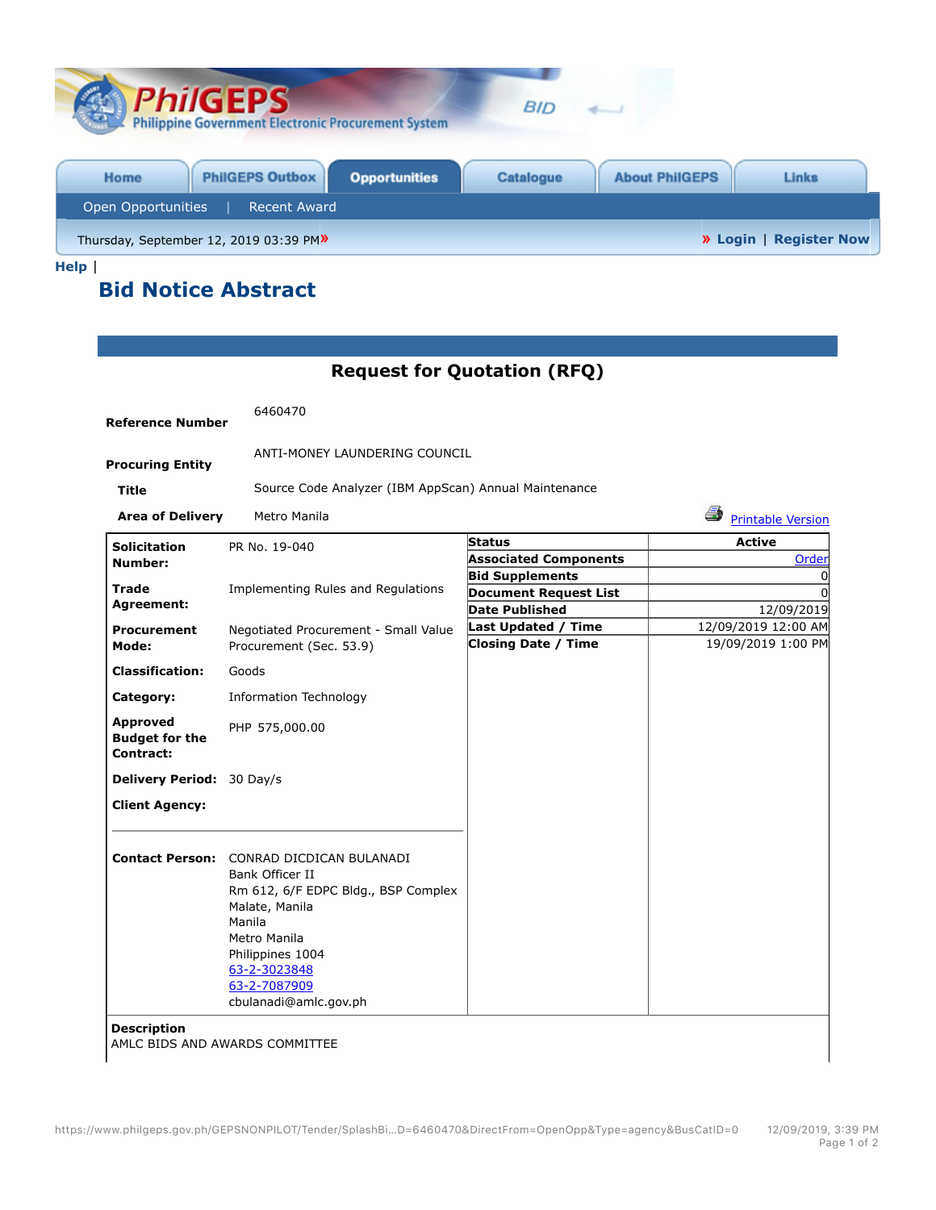PhilGEPS
Philippine Government Electronic Procurement System

Home | PhilGEPS Outbox | Opportunities | Catalogue | About PhilGEPS | Links

Open Opportunities | Recent Award

Thursday, September 12, 2019 03:39 PM

» Login | Register Now

Help |

# Bid Notice Abstract

## Request for Quotation (RFQ)

| | |
|---|---|
| **Reference Number** | 6460470 |
| **Procuring Entity** | ANTI-MONEY LAUNDERING COUNCIL |
| **Title** | Source Code Analyzer (IBM AppScan) Annual Maintenance |
| **Area of Delivery** | Metro Manila |

Printable Version

| | |
|---|---|
| **Solicitation Number:** | PR No. 19-040 |
| **Trade Agreement:** | Implementing Rules and Regulations |
| **Procurement Mode:** | Negotiated Procurement - Small Value Procurement (Sec. 53.9) |
| **Classification:** | Goods |
| **Category:** | Information Technology |
| **Approved Budget for the Contract:** | PHP 575,000.00 |
| **Delivery Period:** | 30 Day/s |
| **Client Agency:** | |
| **Contact Person:** | CONRAD DICDICAN BULANADI<br>Bank Officer II<br>Rm 612, 6/F EDPC Bldg., BSP Complex<br>Malate, Manila<br>Manila<br>Metro Manila<br>Philippines 1004<br>63-2-3023848<br>63-2-7087909<br>cbulanadi@amlc.gov.ph |

| **Status** | Active |
|---|---|
| **Associated Components** | Order |
| **Bid Supplements** | 0 |
| **Document Request List** | 0 |
| **Date Published** | 12/09/2019 |
| **Last Updated / Time** | 12/09/2019 12:00 AM |
| **Closing Date / Time** | 19/09/2019 1:00 PM |

**Description**

AMLC BIDS AND AWARDS COMMITTEE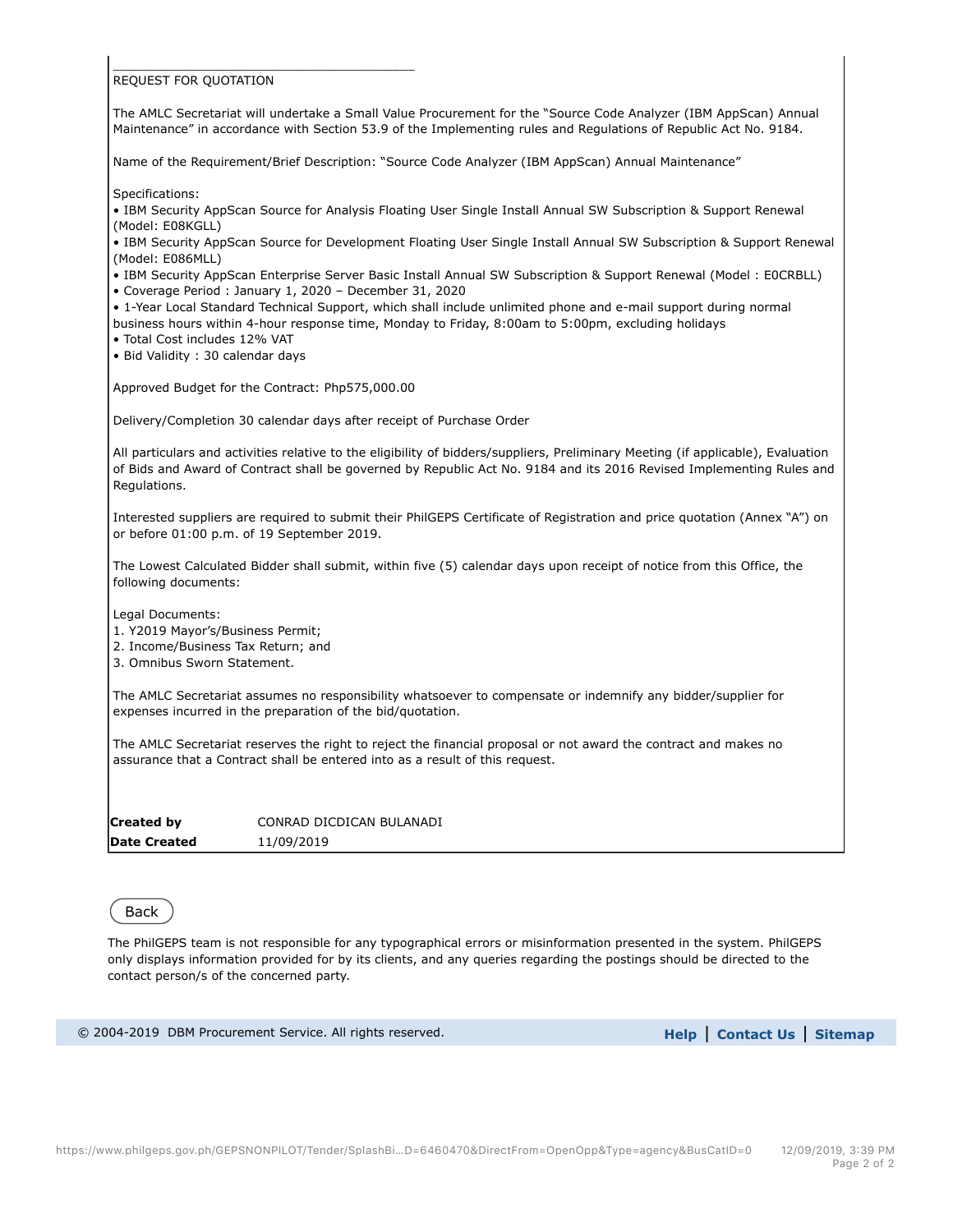REQUEST FOR QUOTATION

The AMLC Secretariat will undertake a Small Value Procurement for the "Source Code Analyzer (IBM AppScan) Annual Maintenance" in accordance with Section 53.9 of the Implementing rules and Regulations of Republic Act No. 9184.

Name of the Requirement/Brief Description: "Source Code Analyzer (IBM AppScan) Annual Maintenance"

Specifications:

- IBM Security AppScan Source for Analysis Floating User Single Install Annual SW Subscription & Support Renewal (Model: E08KGLL)
- IBM Security AppScan Source for Development Floating User Single Install Annual SW Subscription & Support Renewal (Model: E086MLL)
- IBM Security AppScan Enterprise Server Basic Install Annual SW Subscription & Support Renewal (Model : E0CRBLL)
- Coverage Period : January 1, 2020 – December 31, 2020
- 1-Year Local Standard Technical Support, which shall include unlimited phone and e-mail support during normal business hours within 4-hour response time, Monday to Friday, 8:00am to 5:00pm, excluding holidays
- Total Cost includes 12% VAT
- Bid Validity : 30 calendar days

Approved Budget for the Contract: Php575,000.00

Delivery/Completion 30 calendar days after receipt of Purchase Order

All particulars and activities relative to the eligibility of bidders/suppliers, Preliminary Meeting (if applicable), Evaluation of Bids and Award of Contract shall be governed by Republic Act No. 9184 and its 2016 Revised Implementing Rules and Regulations.

Interested suppliers are required to submit their PhilGEPS Certificate of Registration and price quotation (Annex "A") on or before 01:00 p.m. of 19 September 2019.

The Lowest Calculated Bidder shall submit, within five (5) calendar days upon receipt of notice from this Office, the following documents:

Legal Documents:

1. Y2019 Mayor's/Business Permit;
2. Income/Business Tax Return; and
3. Omnibus Sworn Statement.

The AMLC Secretariat assumes no responsibility whatsoever to compensate or indemnify any bidder/supplier for expenses incurred in the preparation of the bid/quotation.

The AMLC Secretariat reserves the right to reject the financial proposal or not award the contract and makes no assurance that a Contract shall be entered into as a result of this request.

| | |
|---|---|
| **Created by** | CONRAD DICDICAN BULANADI |
| **Date Created** | 11/09/2019 |

Back

The PhilGEPS team is not responsible for any typographical errors or misinformation presented in the system. PhilGEPS only displays information provided for by its clients, and any queries regarding the postings should be directed to the contact person/s of the concerned party.

© 2004-2019 DBM Procurement Service. All rights reserved.

**Help** | **Contact Us** | **Sitemap**